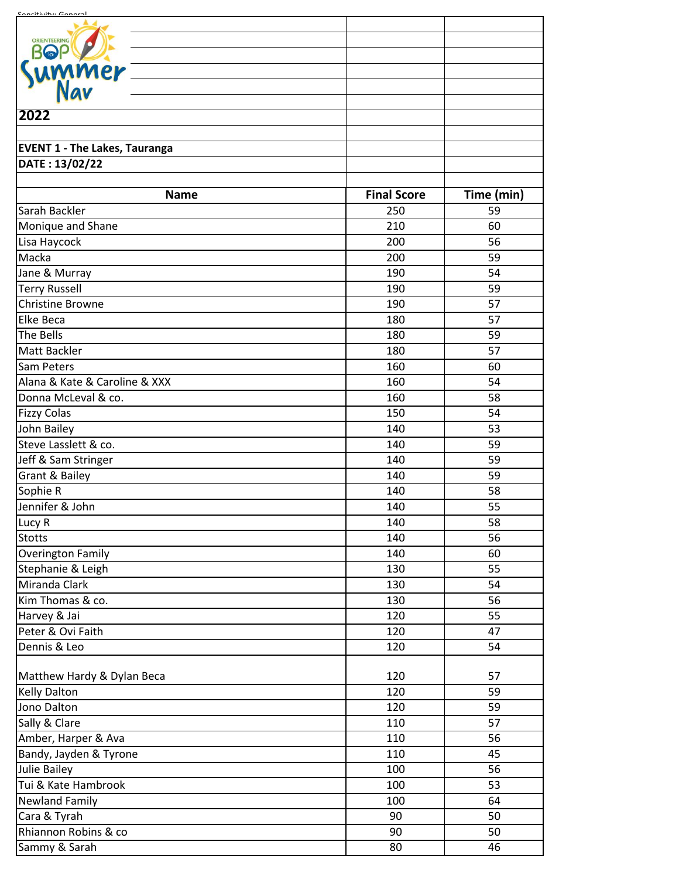Sensitivity: General

ORIENTEERING BOP Summer Nav

**2022**

**EVENT 1 - The Lakes, Tauranga**

**DATE : 13/02/22**

| Name | Final Score | Time (min) |
|---|---|---|
| Sarah Backler | 250 | 59 |
| Monique and Shane | 210 | 60 |
| Lisa Haycock | 200 | 56 |
| Macka | 200 | 59 |
| Jane & Murray | 190 | 54 |
| Terry Russell | 190 | 59 |
| Christine Browne | 190 | 57 |
| Elke Beca | 180 | 57 |
| The Bells | 180 | 59 |
| Matt Backler | 180 | 57 |
| Sam Peters | 160 | 60 |
| Alana & Kate & Caroline & XXX | 160 | 54 |
| Donna McLeval & co. | 160 | 58 |
| Fizzy Colas | 150 | 54 |
| John Bailey | 140 | 53 |
| Steve Lasslett & co. | 140 | 59 |
| Jeff & Sam Stringer | 140 | 59 |
| Grant & Bailey | 140 | 59 |
| Sophie R | 140 | 58 |
| Jennifer & John | 140 | 55 |
| Lucy R | 140 | 58 |
| Stotts | 140 | 56 |
| Overington Family | 140 | 60 |
| Stephanie & Leigh | 130 | 55 |
| Miranda Clark | 130 | 54 |
| Kim Thomas & co. | 130 | 56 |
| Harvey & Jai | 120 | 55 |
| Peter & Ovi Faith | 120 | 47 |
| Dennis & Leo | 120 | 54 |
| Matthew Hardy & Dylan Beca | 120 | 57 |
| Kelly Dalton | 120 | 59 |
| Jono Dalton | 120 | 59 |
| Sally & Clare | 110 | 57 |
| Amber, Harper & Ava | 110 | 56 |
| Bandy, Jayden & Tyrone | 110 | 45 |
| Julie Bailey | 100 | 56 |
| Tui & Kate Hambrook | 100 | 53 |
| Newland Family | 100 | 64 |
| Cara & Tyrah | 90 | 50 |
| Rhiannon Robins & co | 90 | 50 |
| Sammy & Sarah | 80 | 46 |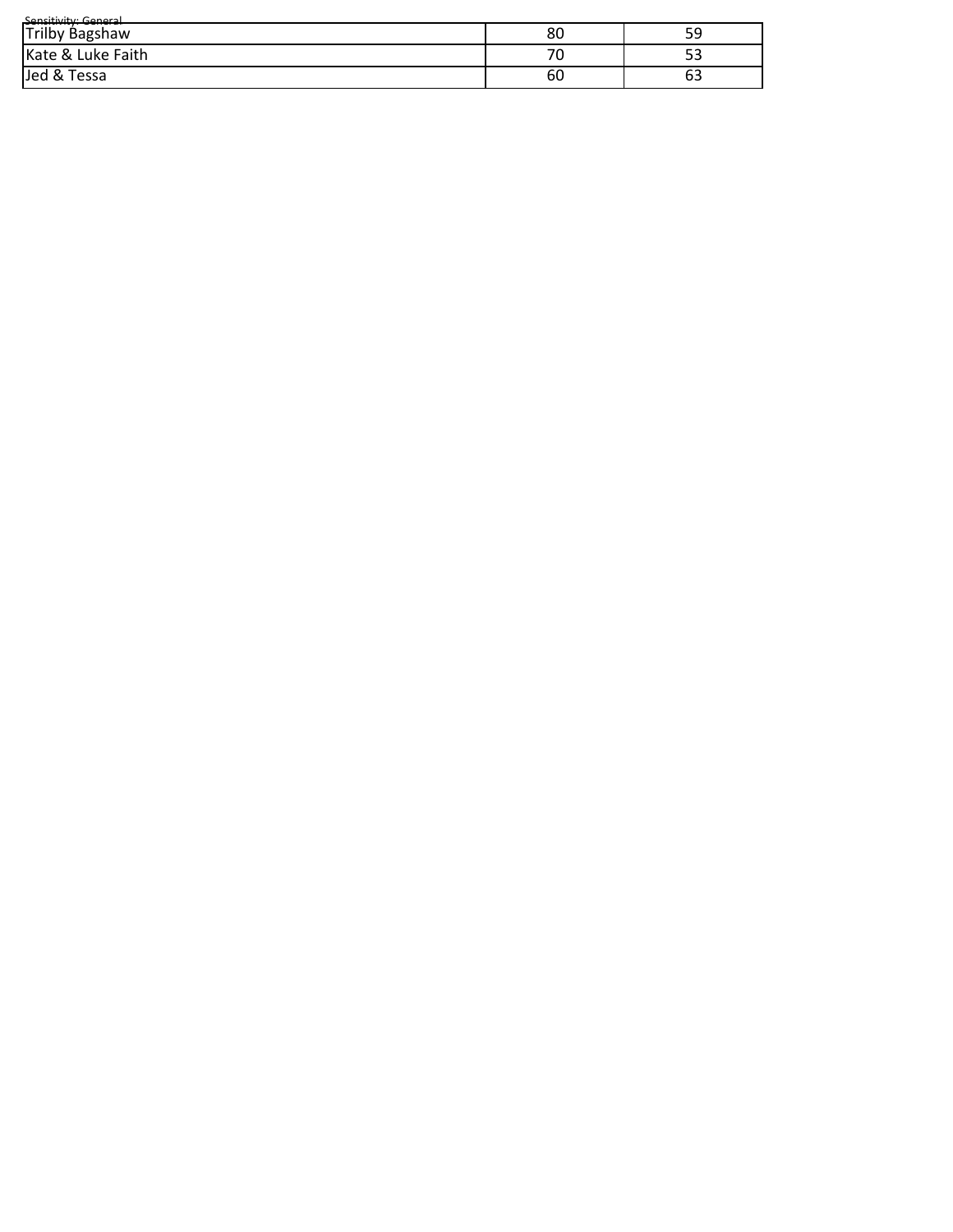| | | |
|---|---|---|
| Trilby Bagshaw | 80 | 59 |
| Kate & Luke Faith | 70 | 53 |
| Jed & Tessa | 60 | 63 |